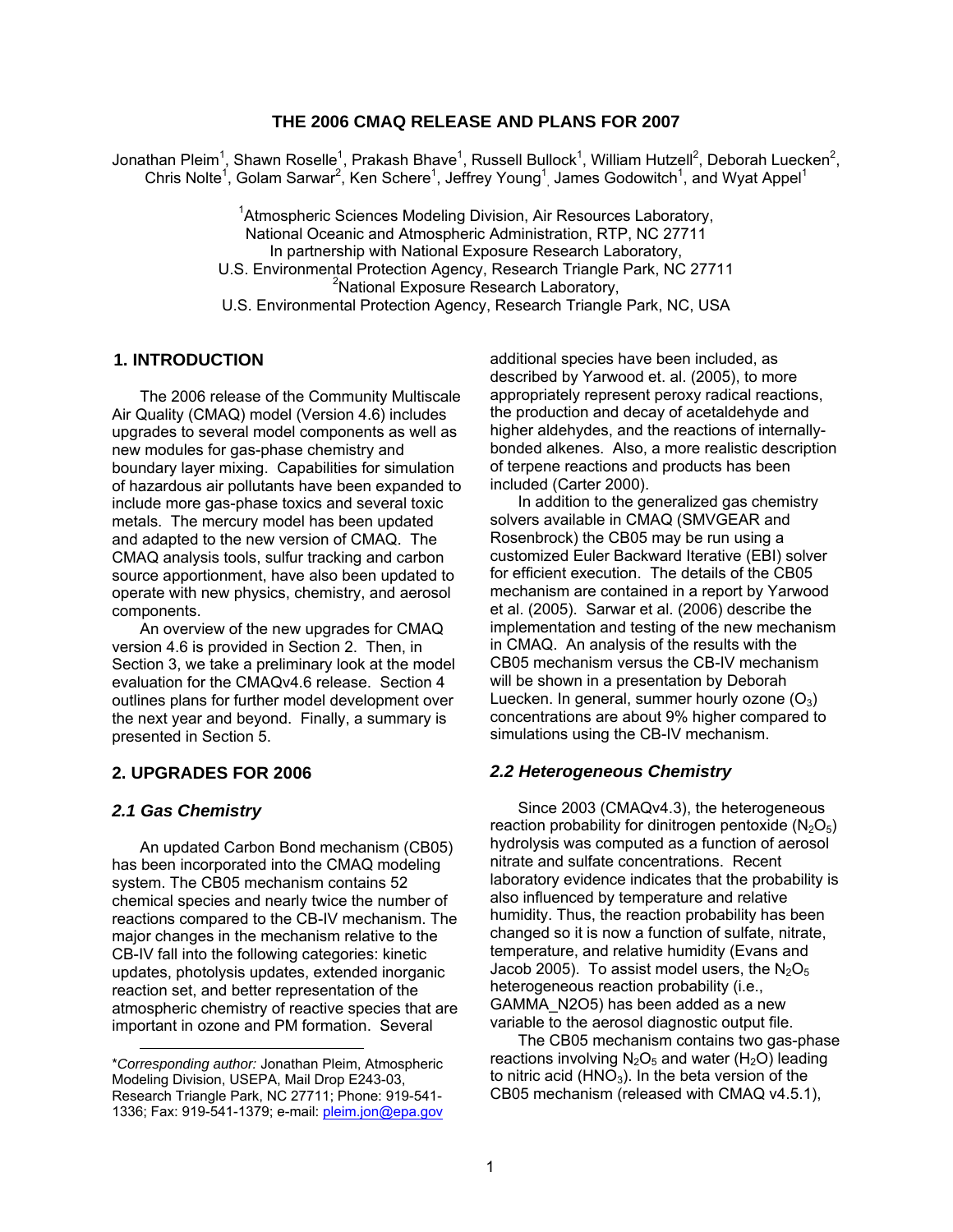# THE 2006 CMAQ RELEASE AND PLANS FOR 2007

Jonathan Pleim[1], Shawn Roselle[1], Prakash Bhave[1], Russell Bullock[1], William Hutzell[2], Deborah Luecken[2], Chris Nolte[1], Golam Sarwar[2], Ken Schere[1], Jeffrey Young[1], James Godowitch[1], and Wyat Appel[1]

[1]Atmospheric Sciences Modeling Division, Air Resources Laboratory,
National Oceanic and Atmospheric Administration, RTP, NC 27711
In partnership with National Exposure Research Laboratory,
U.S. Environmental Protection Agency, Research Triangle Park, NC 27711
[2]National Exposure Research Laboratory,
U.S. Environmental Protection Agency, Research Triangle Park, NC, USA

## 1. INTRODUCTION

The 2006 release of the Community Multiscale Air Quality (CMAQ) model (Version 4.6) includes upgrades to several model components as well as new modules for gas-phase chemistry and boundary layer mixing. Capabilities for simulation of hazardous air pollutants have been expanded to include more gas-phase toxics and several toxic metals. The mercury model has been updated and adapted to the new version of CMAQ. The CMAQ analysis tools, sulfur tracking and carbon source apportionment, have also been updated to operate with new physics, chemistry, and aerosol components.

An overview of the new upgrades for CMAQ version 4.6 is provided in Section 2. Then, in Section 3, we take a preliminary look at the model evaluation for the CMAQv4.6 release. Section 4 outlines plans for further model development over the next year and beyond. Finally, a summary is presented in Section 5.

## 2. UPGRADES FOR 2006

### *2.1 Gas Chemistry*

An updated Carbon Bond mechanism (CB05) has been incorporated into the CMAQ modeling system. The CB05 mechanism contains 52 chemical species and nearly twice the number of reactions compared to the CB-IV mechanism. The major changes in the mechanism relative to the CB-IV fall into the following categories: kinetic updates, photolysis updates, extended inorganic reaction set, and better representation of the atmospheric chemistry of reactive species that are important in ozone and PM formation. Several additional species have been included, as described by Yarwood et. al. (2005), to more appropriately represent peroxy radical reactions, the production and decay of acetaldehyde and higher aldehydes, and the reactions of internally-bonded alkenes. Also, a more realistic description of terpene reactions and products has been included (Carter 2000).

In addition to the generalized gas chemistry solvers available in CMAQ (SMVGEAR and Rosenbrock) the CB05 may be run using a customized Euler Backward Iterative (EBI) solver for efficient execution. The details of the CB05 mechanism are contained in a report by Yarwood et al. (2005). Sarwar et al. (2006) describe the implementation and testing of the new mechanism in CMAQ. An analysis of the results with the CB05 mechanism versus the CB-IV mechanism will be shown in a presentation by Deborah Luecken. In general, summer hourly ozone ($O_3$) concentrations are about 9% higher compared to simulations using the CB-IV mechanism.

### *2.2 Heterogeneous Chemistry*

Since 2003 (CMAQv4.3), the heterogeneous reaction probability for dinitrogen pentoxide ($N_2O_5$) hydrolysis was computed as a function of aerosol nitrate and sulfate concentrations. Recent laboratory evidence indicates that the probability is also influenced by temperature and relative humidity. Thus, the reaction probability has been changed so it is now a function of sulfate, nitrate, temperature, and relative humidity (Evans and Jacob 2005). To assist model users, the $N_2O_5$ heterogeneous reaction probability (i.e., GAMMA_N2O5) has been added as a new variable to the aerosol diagnostic output file.

The CB05 mechanism contains two gas-phase reactions involving $N_2O_5$ and water ($H_2O$) leading to nitric acid ($HNO_3$). In the beta version of the CB05 mechanism (released with CMAQ v4.5.1),

---

**Corresponding author:* Jonathan Pleim, Atmospheric Modeling Division, USEPA, Mail Drop E243-03, Research Triangle Park, NC 27711; Phone: 919-541-1336; Fax: 919-541-1379; e-mail: pleim.jon@epa.gov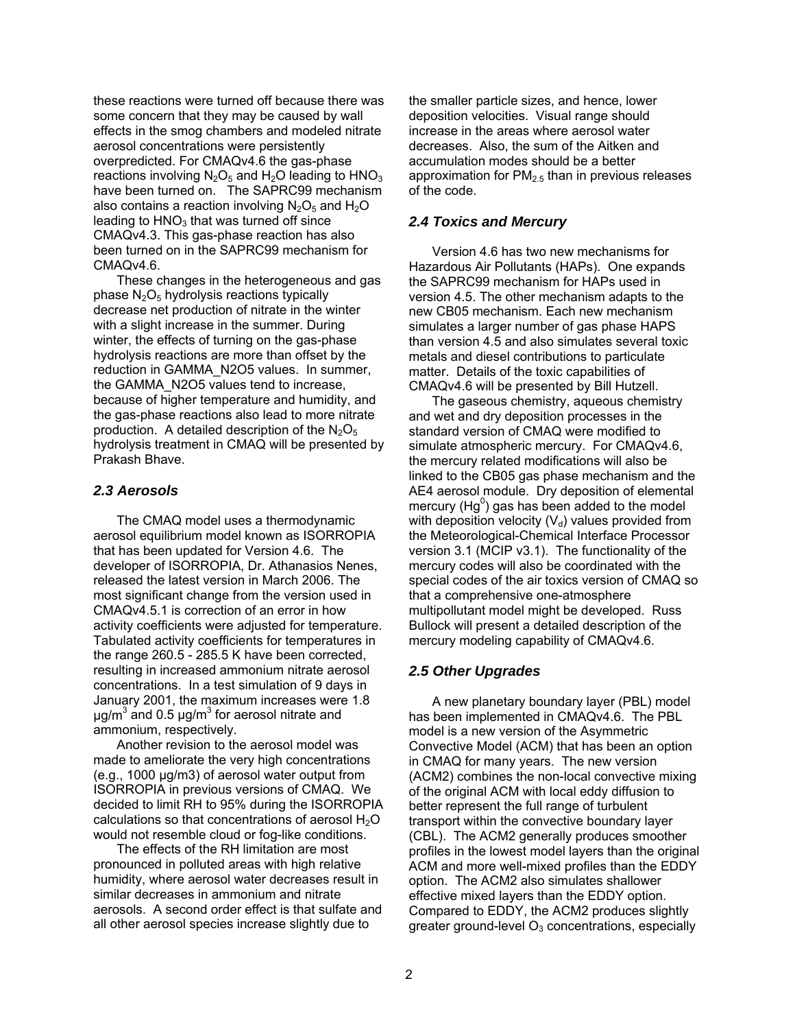these reactions were turned off because there was some concern that they may be caused by wall effects in the smog chambers and modeled nitrate aerosol concentrations were persistently overpredicted. For CMAQv4.6 the gas-phase reactions involving $N_2O_5$ and $H_2O$ leading to $HNO_3$ have been turned on. The SAPRC99 mechanism also contains a reaction involving $N_2O_5$ and $H_2O$ leading to $HNO_3$ that was turned off since CMAQv4.3. This gas-phase reaction has also been turned on in the SAPRC99 mechanism for CMAQv4.6.

These changes in the heterogeneous and gas phase $N_2O_5$ hydrolysis reactions typically decrease net production of nitrate in the winter with a slight increase in the summer. During winter, the effects of turning on the gas-phase hydrolysis reactions are more than offset by the reduction in GAMMA_N2O5 values. In summer, the GAMMA_N2O5 values tend to increase, because of higher temperature and humidity, and the gas-phase reactions also lead to more nitrate production. A detailed description of the $N_2O_5$ hydrolysis treatment in CMAQ will be presented by Prakash Bhave.

### 2.3 Aerosols

The CMAQ model uses a thermodynamic aerosol equilibrium model known as ISORROPIA that has been updated for Version 4.6. The developer of ISORROPIA, Dr. Athanasios Nenes, released the latest version in March 2006. The most significant change from the version used in CMAQv4.5.1 is correction of an error in how activity coefficients were adjusted for temperature. Tabulated activity coefficients for temperatures in the range 260.5 - 285.5 K have been corrected, resulting in increased ammonium nitrate aerosol concentrations. In a test simulation of 9 days in January 2001, the maximum increases were 1.8 $\mu g/m^3$ and 0.5 $\mu g/m^3$ for aerosol nitrate and ammonium, respectively.

Another revision to the aerosol model was made to ameliorate the very high concentrations (e.g., 1000 µg/m3) of aerosol water output from ISORROPIA in previous versions of CMAQ. We decided to limit RH to 95% during the ISORROPIA calculations so that concentrations of aerosol $H_2O$ would not resemble cloud or fog-like conditions.

The effects of the RH limitation are most pronounced in polluted areas with high relative humidity, where aerosol water decreases result in similar decreases in ammonium and nitrate aerosols. A second order effect is that sulfate and all other aerosol species increase slightly due to the smaller particle sizes, and hence, lower deposition velocities. Visual range should increase in the areas where aerosol water decreases. Also, the sum of the Aitken and accumulation modes should be a better approximation for $PM_{2.5}$ than in previous releases of the code.

### 2.4 Toxics and Mercury

Version 4.6 has two new mechanisms for Hazardous Air Pollutants (HAPs). One expands the SAPRC99 mechanism for HAPs used in version 4.5. The other mechanism adapts to the new CB05 mechanism. Each new mechanism simulates a larger number of gas phase HAPS than version 4.5 and also simulates several toxic metals and diesel contributions to particulate matter. Details of the toxic capabilities of CMAQv4.6 will be presented by Bill Hutzell.

The gaseous chemistry, aqueous chemistry and wet and dry deposition processes in the standard version of CMAQ were modified to simulate atmospheric mercury. For CMAQv4.6, the mercury related modifications will also be linked to the CB05 gas phase mechanism and the AE4 aerosol module. Dry deposition of elemental mercury ($Hg^0$) gas has been added to the model with deposition velocity ($V_d$) values provided from the Meteorological-Chemical Interface Processor version 3.1 (MCIP v3.1). The functionality of the mercury codes will also be coordinated with the special codes of the air toxics version of CMAQ so that a comprehensive one-atmosphere multipollutant model might be developed. Russ Bullock will present a detailed description of the mercury modeling capability of CMAQv4.6.

### 2.5 Other Upgrades

A new planetary boundary layer (PBL) model has been implemented in CMAQv4.6. The PBL model is a new version of the Asymmetric Convective Model (ACM) that has been an option in CMAQ for many years. The new version (ACM2) combines the non-local convective mixing of the original ACM with local eddy diffusion to better represent the full range of turbulent transport within the convective boundary layer (CBL). The ACM2 generally produces smoother profiles in the lowest model layers than the original ACM and more well-mixed profiles than the EDDY option. The ACM2 also simulates shallower effective mixed layers than the EDDY option. Compared to EDDY, the ACM2 produces slightly greater ground-level $O_3$ concentrations, especially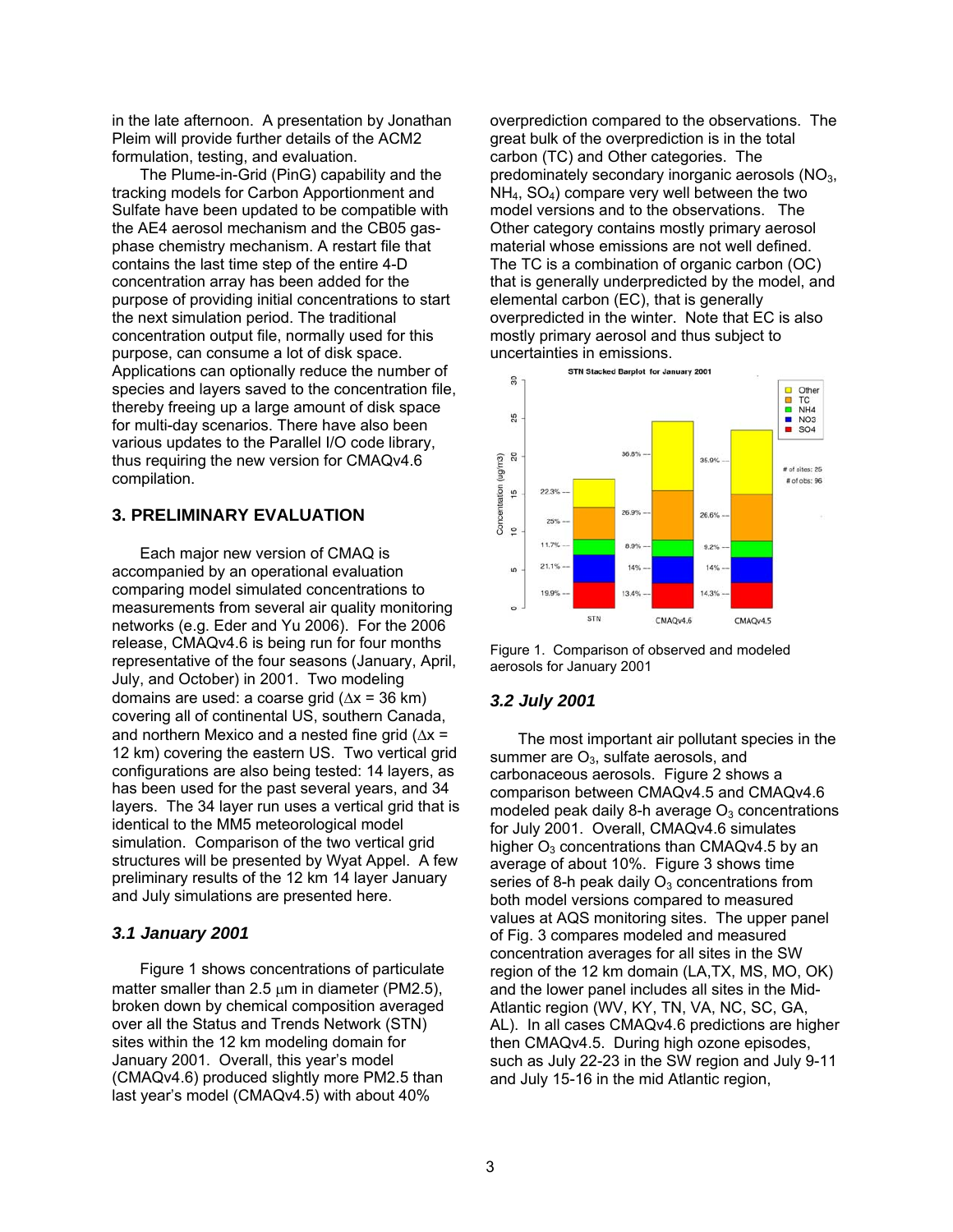in the late afternoon. A presentation by Jonathan Pleim will provide further details of the ACM2 formulation, testing, and evaluation.

The Plume-in-Grid (PinG) capability and the tracking models for Carbon Apportionment and Sulfate have been updated to be compatible with the AE4 aerosol mechanism and the CB05 gas-phase chemistry mechanism. A restart file that contains the last time step of the entire 4-D concentration array has been added for the purpose of providing initial concentrations to start the next simulation period. The traditional concentration output file, normally used for this purpose, can consume a lot of disk space. Applications can optionally reduce the number of species and layers saved to the concentration file, thereby freeing up a large amount of disk space for multi-day scenarios. There have also been various updates to the Parallel I/O code library, thus requiring the new version for CMAQv4.6 compilation.

## 3. PRELIMINARY EVALUATION

Each major new version of CMAQ is accompanied by an operational evaluation comparing model simulated concentrations to measurements from several air quality monitoring networks (e.g. Eder and Yu 2006). For the 2006 release, CMAQv4.6 is being run for four months representative of the four seasons (January, April, July, and October) in 2001. Two modeling domains are used: a coarse grid ($\Delta x$ = 36 km) covering all of continental US, southern Canada, and northern Mexico and a nested fine grid ($\Delta x$ = 12 km) covering the eastern US. Two vertical grid configurations are also being tested: 14 layers, as has been used for the past several years, and 34 layers. The 34 layer run uses a vertical grid that is identical to the MM5 meteorological model simulation. Comparison of the two vertical grid structures will be presented by Wyat Appel. A few preliminary results of the 12 km 14 layer January and July simulations are presented here.

### *3.1 January 2001*

Figure 1 shows concentrations of particulate matter smaller than 2.5 $\mu$m in diameter (PM2.5), broken down by chemical composition averaged over all the Status and Trends Network (STN) sites within the 12 km modeling domain for January 2001. Overall, this year's model (CMAQv4.6) produced slightly more PM2.5 than last year's model (CMAQv4.5) with about 40% overprediction compared to the observations. The great bulk of the overprediction is in the total carbon (TC) and Other categories. The predominately secondary inorganic aerosols ($NO_3$, $NH_4$, $SO_4$) compare very well between the two model versions and to the observations. The Other category contains mostly primary aerosol material whose emissions are not well defined. The TC is a combination of organic carbon (OC) that is generally underpredicted by the model, and elemental carbon (EC), that is generally overpredicted in the winter. Note that EC is also mostly primary aerosol and thus subject to uncertainties in emissions.

Figure 1. Comparison of observed and modeled aerosols for January 2001

### *3.2 July 2001*

The most important air pollutant species in the summer are $O_3$, sulfate aerosols, and carbonaceous aerosols. Figure 2 shows a comparison between CMAQv4.5 and CMAQv4.6 modeled peak daily 8-h average $O_3$ concentrations for July 2001. Overall, CMAQv4.6 simulates higher $O_3$ concentrations than CMAQv4.5 by an average of about 10%. Figure 3 shows time series of 8-h peak daily $O_3$ concentrations from both model versions compared to measured values at AQS monitoring sites. The upper panel of Fig. 3 compares modeled and measured concentration averages for all sites in the SW region of the 12 km domain (LA,TX, MS, MO, OK) and the lower panel includes all sites in the Mid-Atlantic region (WV, KY, TN, VA, NC, SC, GA, AL). In all cases CMAQv4.6 predictions are higher then CMAQv4.5. During high ozone episodes, such as July 22-23 in the SW region and July 9-11 and July 15-16 in the mid Atlantic region,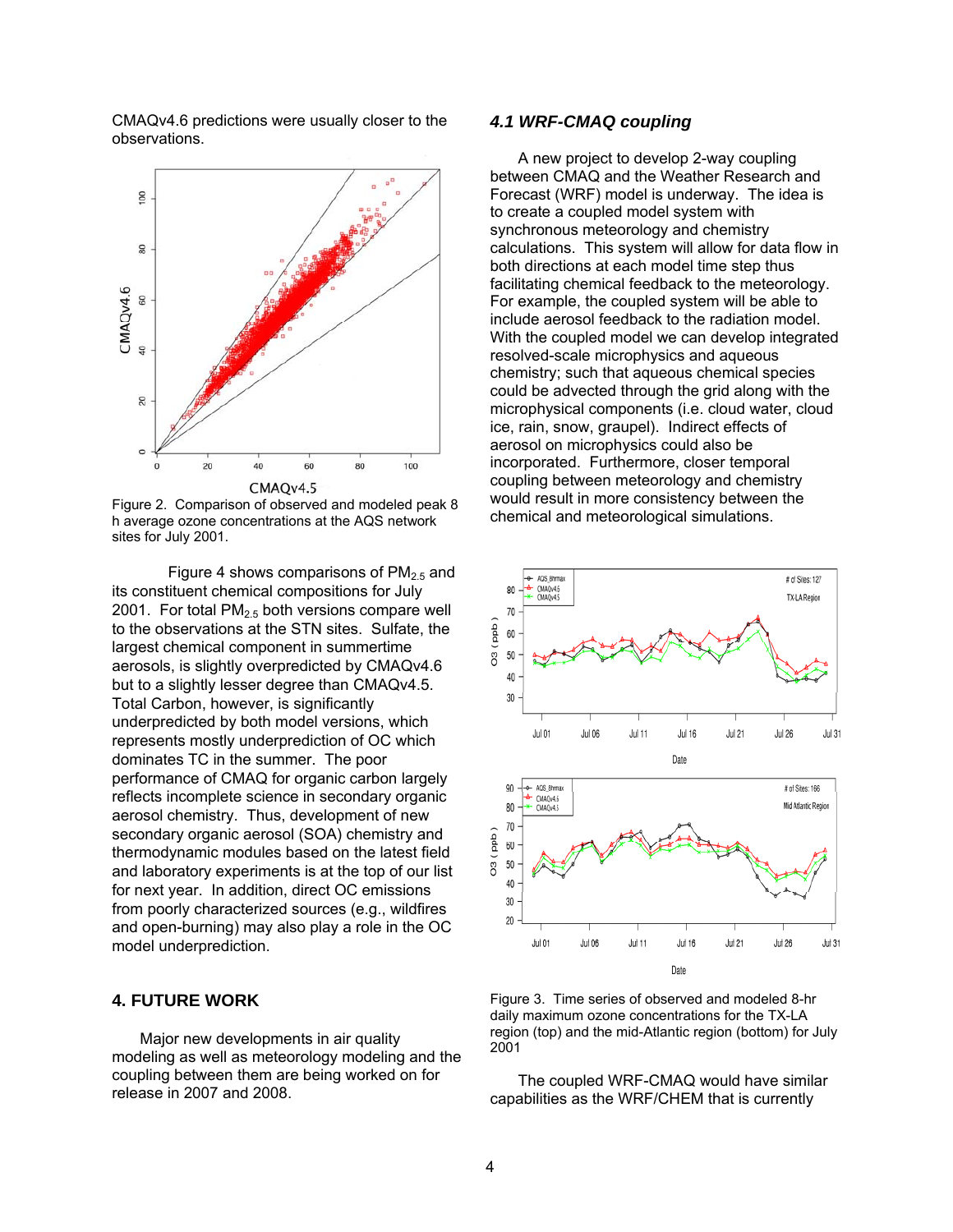CMAQv4.6 predictions were usually closer to the observations.

Figure 2. Comparison of observed and modeled peak 8 h average ozone concentrations at the AQS network sites for July 2001.

Figure 4 shows comparisons of $PM_{2.5}$ and its constituent chemical compositions for July 2001. For total $PM_{2.5}$ both versions compare well to the observations at the STN sites. Sulfate, the largest chemical component in summertime aerosols, is slightly overpredicted by CMAQv4.6 but to a slightly lesser degree than CMAQv4.5. Total Carbon, however, is significantly underpredicted by both model versions, which represents mostly underprediction of OC which dominates TC in the summer. The poor performance of CMAQ for organic carbon largely reflects incomplete science in secondary organic aerosol chemistry. Thus, development of new secondary organic aerosol (SOA) chemistry and thermodynamic modules based on the latest field and laboratory experiments is at the top of our list for next year. In addition, direct OC emissions from poorly characterized sources (e.g., wildfires and open-burning) may also play a role in the OC model underprediction.

## 4. FUTURE WORK

Major new developments in air quality modeling as well as meteorology modeling and the coupling between them are being worked on for release in 2007 and 2008.

### *4.1 WRF-CMAQ coupling*

A new project to develop 2-way coupling between CMAQ and the Weather Research and Forecast (WRF) model is underway. The idea is to create a coupled model system with synchronous meteorology and chemistry calculations. This system will allow for data flow in both directions at each model time step thus facilitating chemical feedback to the meteorology. For example, the coupled system will be able to include aerosol feedback to the radiation model. With the coupled model we can develop integrated resolved-scale microphysics and aqueous chemistry; such that aqueous chemical species could be advected through the grid along with the microphysical components (i.e. cloud water, cloud ice, rain, snow, graupel). Indirect effects of aerosol on microphysics could also be incorporated. Furthermore, closer temporal coupling between meteorology and chemistry would result in more consistency between the chemical and meteorological simulations.

Figure 3. Time series of observed and modeled 8-hr daily maximum ozone concentrations for the TX-LA region (top) and the mid-Atlantic region (bottom) for July 2001

The coupled WRF-CMAQ would have similar capabilities as the WRF/CHEM that is currently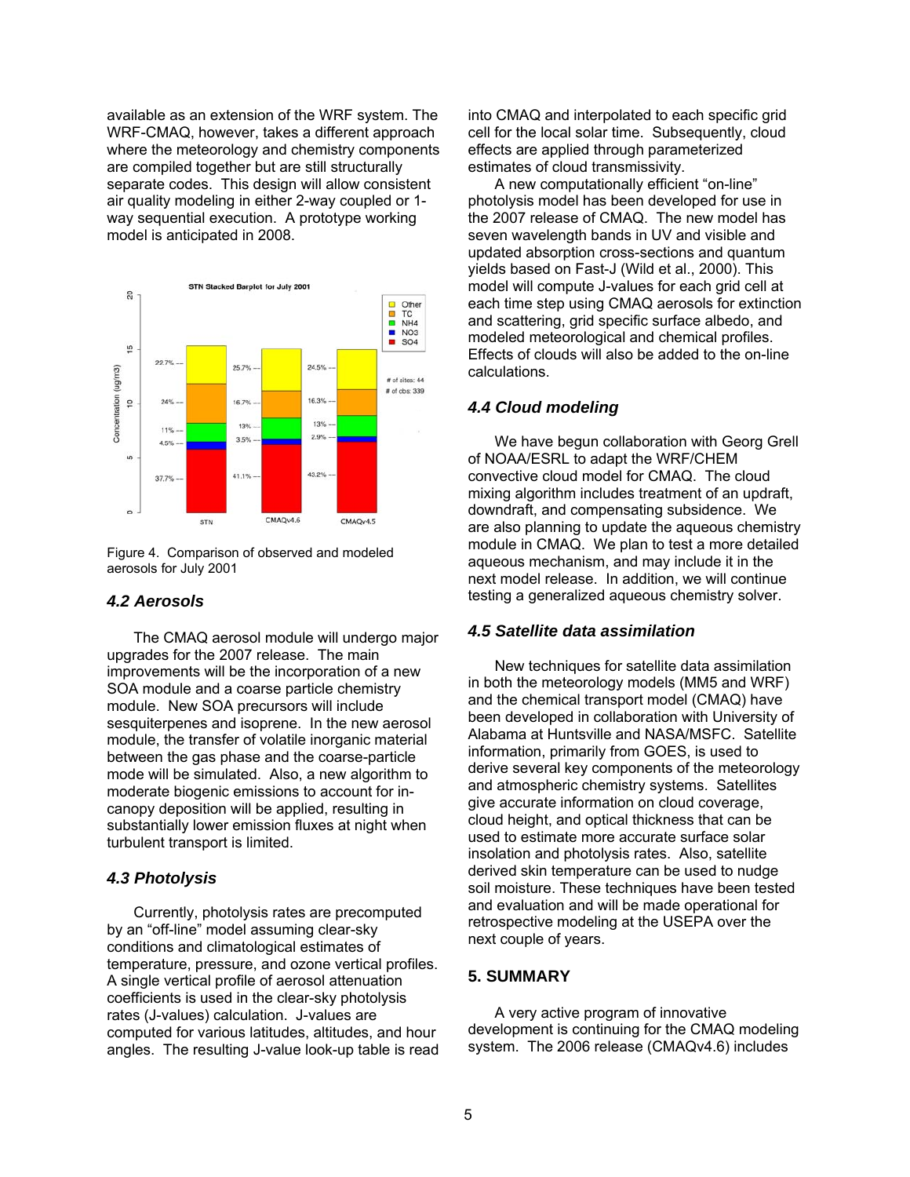available as an extension of the WRF system. The WRF-CMAQ, however, takes a different approach where the meteorology and chemistry components are compiled together but are still structurally separate codes. This design will allow consistent air quality modeling in either 2-way coupled or 1-way sequential execution. A prototype working model is anticipated in 2008.

Figure 4. Comparison of observed and modeled aerosols for July 2001

### 4.2 Aerosols

The CMAQ aerosol module will undergo major upgrades for the 2007 release. The main improvements will be the incorporation of a new SOA module and a coarse particle chemistry module. New SOA precursors will include sesquiterpenes and isoprene. In the new aerosol module, the transfer of volatile inorganic material between the gas phase and the coarse-particle mode will be simulated. Also, a new algorithm to moderate biogenic emissions to account for in-canopy deposition will be applied, resulting in substantially lower emission fluxes at night when turbulent transport is limited.

### 4.3 Photolysis

Currently, photolysis rates are precomputed by an "off-line" model assuming clear-sky conditions and climatological estimates of temperature, pressure, and ozone vertical profiles. A single vertical profile of aerosol attenuation coefficients is used in the clear-sky photolysis rates (J-values) calculation. J-values are computed for various latitudes, altitudes, and hour angles. The resulting J-value look-up table is read into CMAQ and interpolated to each specific grid cell for the local solar time. Subsequently, cloud effects are applied through parameterized estimates of cloud transmissivity.

A new computationally efficient "on-line" photolysis model has been developed for use in the 2007 release of CMAQ. The new model has seven wavelength bands in UV and visible and updated absorption cross-sections and quantum yields based on Fast-J (Wild et al., 2000). This model will compute J-values for each grid cell at each time step using CMAQ aerosols for extinction and scattering, grid specific surface albedo, and modeled meteorological and chemical profiles. Effects of clouds will also be added to the on-line calculations.

### 4.4 Cloud modeling

We have begun collaboration with Georg Grell of NOAA/ESRL to adapt the WRF/CHEM convective cloud model for CMAQ. The cloud mixing algorithm includes treatment of an updraft, downdraft, and compensating subsidence. We are also planning to update the aqueous chemistry module in CMAQ. We plan to test a more detailed aqueous mechanism, and may include it in the next model release. In addition, we will continue testing a generalized aqueous chemistry solver.

### 4.5 Satellite data assimilation

New techniques for satellite data assimilation in both the meteorology models (MM5 and WRF) and the chemical transport model (CMAQ) have been developed in collaboration with University of Alabama at Huntsville and NASA/MSFC. Satellite information, primarily from GOES, is used to derive several key components of the meteorology and atmospheric chemistry systems. Satellites give accurate information on cloud coverage, cloud height, and optical thickness that can be used to estimate more accurate surface solar insolation and photolysis rates. Also, satellite derived skin temperature can be used to nudge soil moisture. These techniques have been tested and evaluation and will be made operational for retrospective modeling at the USEPA over the next couple of years.

## 5. SUMMARY

A very active program of innovative development is continuing for the CMAQ modeling system. The 2006 release (CMAQv4.6) includes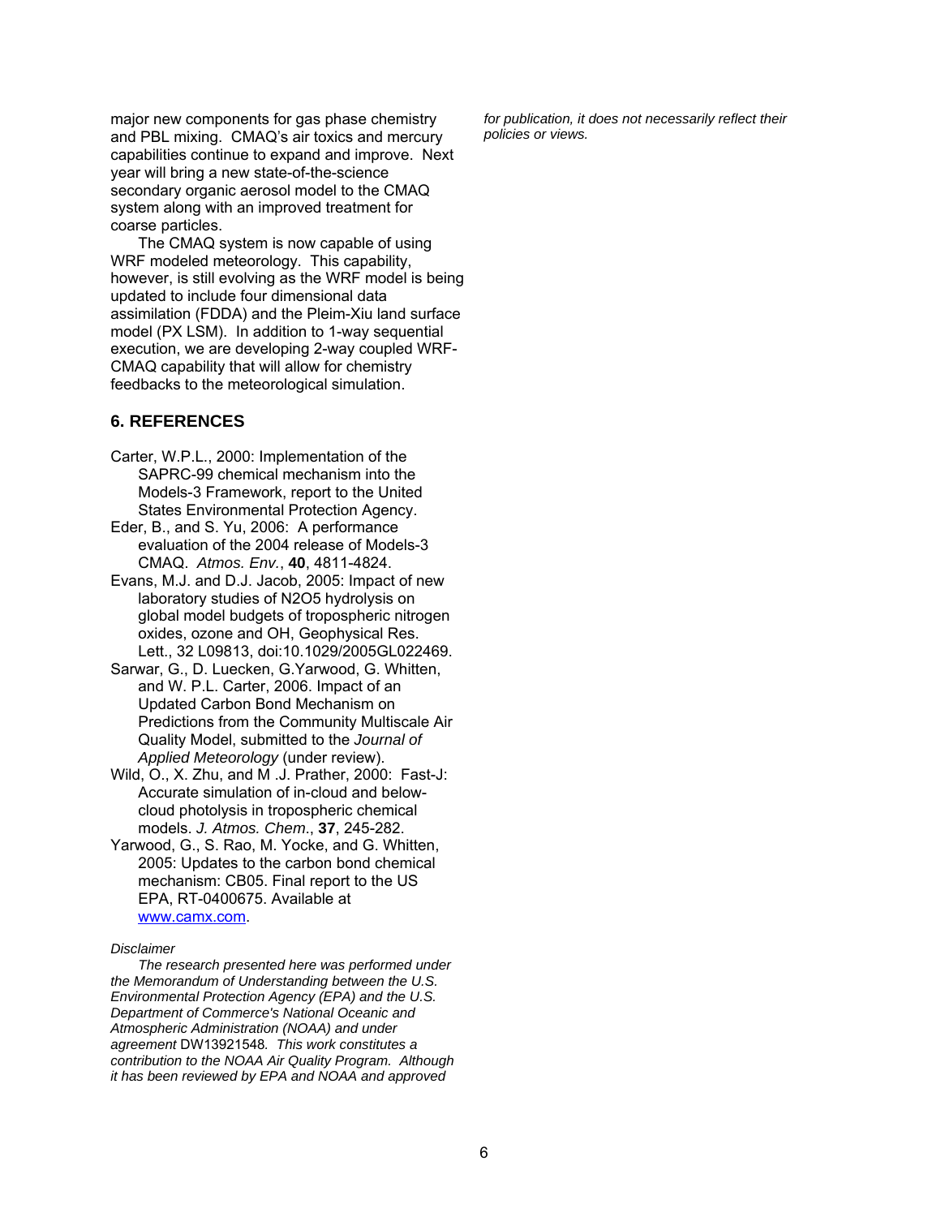major new components for gas phase chemistry and PBL mixing. CMAQ's air toxics and mercury capabilities continue to expand and improve. Next year will bring a new state-of-the-science secondary organic aerosol model to the CMAQ system along with an improved treatment for coarse particles.

The CMAQ system is now capable of using WRF modeled meteorology. This capability, however, is still evolving as the WRF model is being updated to include four dimensional data assimilation (FDDA) and the Pleim-Xiu land surface model (PX LSM). In addition to 1-way sequential execution, we are developing 2-way coupled WRF-CMAQ capability that will allow for chemistry feedbacks to the meteorological simulation.

## 6. REFERENCES

Carter, W.P.L., 2000: Implementation of the SAPRC-99 chemical mechanism into the Models-3 Framework, report to the United States Environmental Protection Agency.

Eder, B., and S. Yu, 2006: A performance evaluation of the 2004 release of Models-3 CMAQ. *Atmos. Env.*, **40**, 4811-4824.

Evans, M.J. and D.J. Jacob, 2005: Impact of new laboratory studies of N2O5 hydrolysis on global model budgets of tropospheric nitrogen oxides, ozone and OH, Geophysical Res. Lett., 32 L09813, doi:10.1029/2005GL022469.

Sarwar, G., D. Luecken, G.Yarwood, G. Whitten, and W. P.L. Carter, 2006. Impact of an Updated Carbon Bond Mechanism on Predictions from the Community Multiscale Air Quality Model, submitted to the *Journal of Applied Meteorology* (under review).

Wild, O., X. Zhu, and M .J. Prather, 2000: Fast-J: Accurate simulation of in-cloud and below-cloud photolysis in tropospheric chemical models. *J. Atmos. Chem*., **37**, 245-282.

Yarwood, G., S. Rao, M. Yocke, and G. Whitten, 2005: Updates to the carbon bond chemical mechanism: CB05. Final report to the US EPA, RT-0400675. Available at www.camx.com.

*Disclaimer*

*The research presented here was performed under the Memorandum of Understanding between the U.S. Environmental Protection Agency (EPA) and the U.S. Department of Commerce's National Oceanic and Atmospheric Administration (NOAA) and under agreement* DW13921548*. This work constitutes a contribution to the NOAA Air Quality Program. Although it has been reviewed by EPA and NOAA and approved for publication, it does not necessarily reflect their policies or views.*